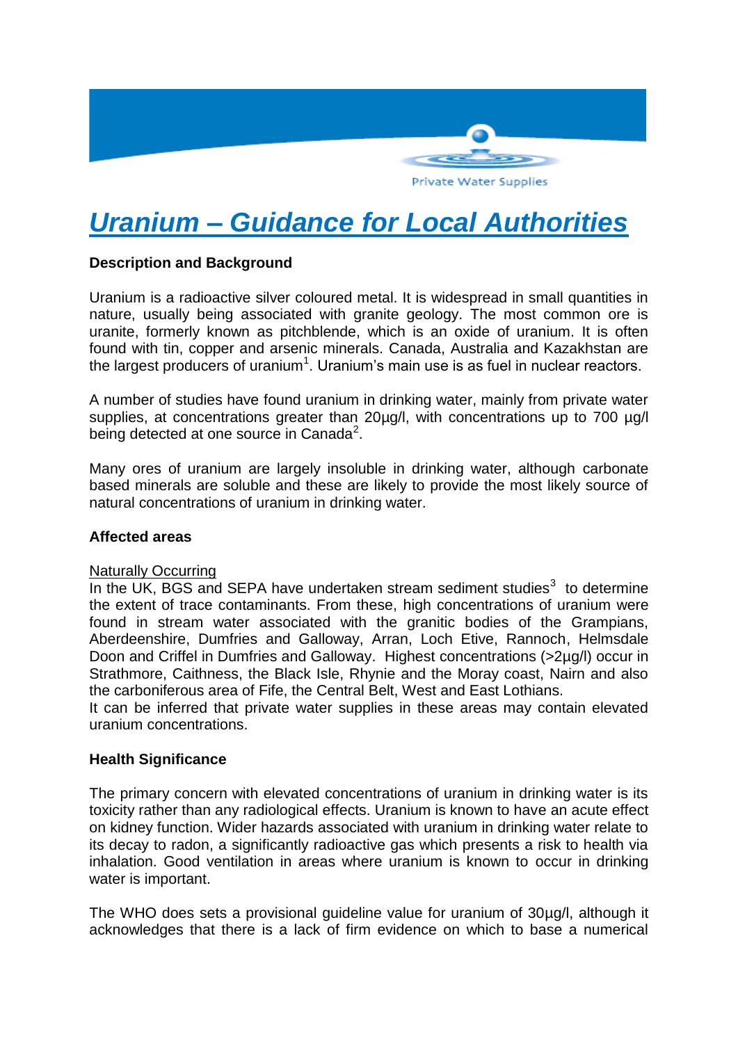# Uranium – Guidance for Local Authorities

## Description and Background

Uranium is a radioactive silver coloured metal. It is widespread in small quantities in nature, usually being associated with granite geology. The most common ore is uranite, formerly known as pitchblende, which is an oxide of uranium. It is often found with tin, copper and arsenic minerals. Canada, Australia and Kazakhstan are the largest producers of uranium[1]. Uranium's main use is as fuel in nuclear reactors.

A number of studies have found uranium in drinking water, mainly from private water supplies, at concentrations greater than 20µg/l, with concentrations up to 700 µg/l being detected at one source in Canada[2].

Many ores of uranium are largely insoluble in drinking water, although carbonate based minerals are soluble and these are likely to provide the most likely source of natural concentrations of uranium in drinking water.

## Affected areas

Naturally Occurring

In the UK, BGS and SEPA have undertaken stream sediment studies[3] to determine the extent of trace contaminants. From these, high concentrations of uranium were found in stream water associated with the granitic bodies of the Grampians, Aberdeenshire, Dumfries and Galloway, Arran, Loch Etive, Rannoch, Helmsdale Doon and Criffel in Dumfries and Galloway. Highest concentrations (>2µg/l) occur in Strathmore, Caithness, the Black Isle, Rhynie and the Moray coast, Nairn and also the carboniferous area of Fife, the Central Belt, West and East Lothians.

It can be inferred that private water supplies in these areas may contain elevated uranium concentrations.

## Health Significance

The primary concern with elevated concentrations of uranium in drinking water is its toxicity rather than any radiological effects. Uranium is known to have an acute effect on kidney function. Wider hazards associated with uranium in drinking water relate to its decay to radon, a significantly radioactive gas which presents a risk to health via inhalation. Good ventilation in areas where uranium is known to occur in drinking water is important.

The WHO does sets a provisional guideline value for uranium of 30µg/l, although it acknowledges that there is a lack of firm evidence on which to base a numerical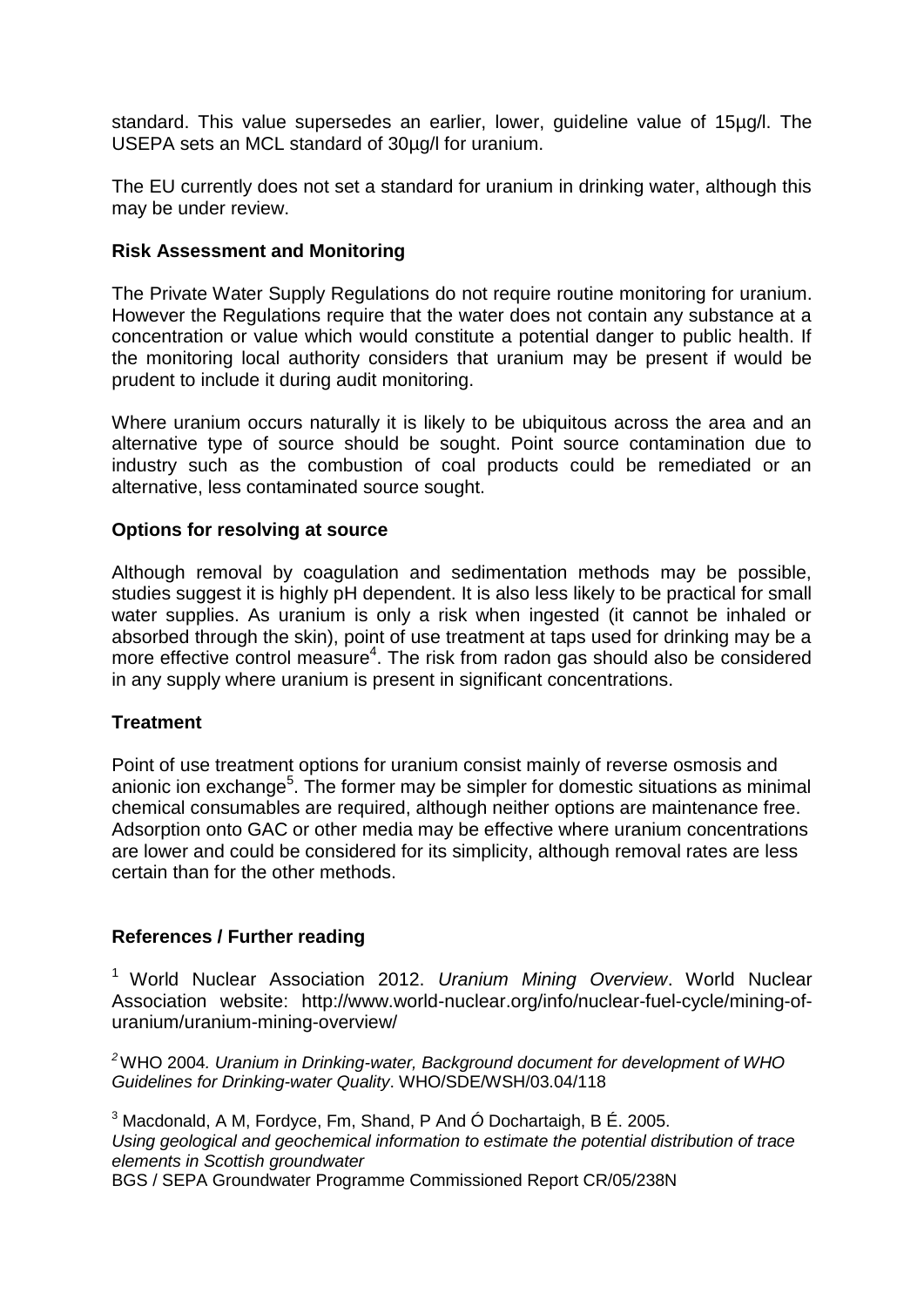standard. This value supersedes an earlier, lower, guideline value of 15µg/l. The USEPA sets an MCL standard of 30µg/l for uranium.

The EU currently does not set a standard for uranium in drinking water, although this may be under review.

**Risk Assessment and Monitoring**

The Private Water Supply Regulations do not require routine monitoring for uranium. However the Regulations require that the water does not contain any substance at a concentration or value which would constitute a potential danger to public health. If the monitoring local authority considers that uranium may be present if would be prudent to include it during audit monitoring.

Where uranium occurs naturally it is likely to be ubiquitous across the area and an alternative type of source should be sought. Point source contamination due to industry such as the combustion of coal products could be remediated or an alternative, less contaminated source sought.

**Options for resolving at source**

Although removal by coagulation and sedimentation methods may be possible, studies suggest it is highly pH dependent. It is also less likely to be practical for small water supplies. As uranium is only a risk when ingested (it cannot be inhaled or absorbed through the skin), point of use treatment at taps used for drinking may be a more effective control measure[4]. The risk from radon gas should also be considered in any supply where uranium is present in significant concentrations.

**Treatment**

Point of use treatment options for uranium consist mainly of reverse osmosis and anionic ion exchange[5]. The former may be simpler for domestic situations as minimal chemical consumables are required, although neither options are maintenance free. Adsorption onto GAC or other media may be effective where uranium concentrations are lower and could be considered for its simplicity, although removal rates are less certain than for the other methods.

**References / Further reading**

[1] World Nuclear Association 2012. *Uranium Mining Overview*. World Nuclear Association website: http://www.world-nuclear.org/info/nuclear-fuel-cycle/mining-of-uranium/uranium-mining-overview/

[2] WHO 2004*. Uranium in Drinking-water, Background document for development of WHO Guidelines for Drinking-water Quality*. WHO/SDE/WSH/03.04/118

[3] Macdonald, A M, Fordyce, Fm, Shand, P And Ó Dochartaigh, B É. 2005.
*Using geological and geochemical information to estimate the potential distribution of trace elements in Scottish groundwater*
BGS / SEPA Groundwater Programme Commissioned Report CR/05/238N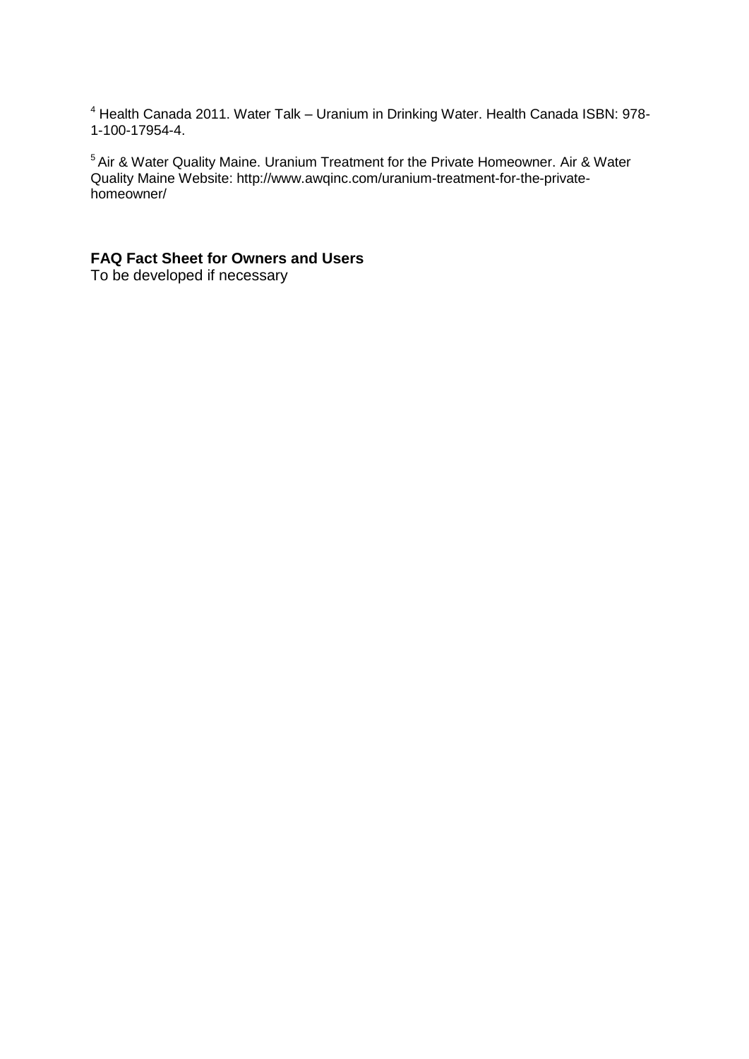[4] Health Canada 2011. Water Talk – Uranium in Drinking Water. Health Canada ISBN: 978-1-100-17954-4.

[5] Air & Water Quality Maine. Uranium Treatment for the Private Homeowner. Air & Water Quality Maine Website: http://www.awqinc.com/uranium-treatment-for-the-private-homeowner/

**FAQ Fact Sheet for Owners and Users**

To be developed if necessary